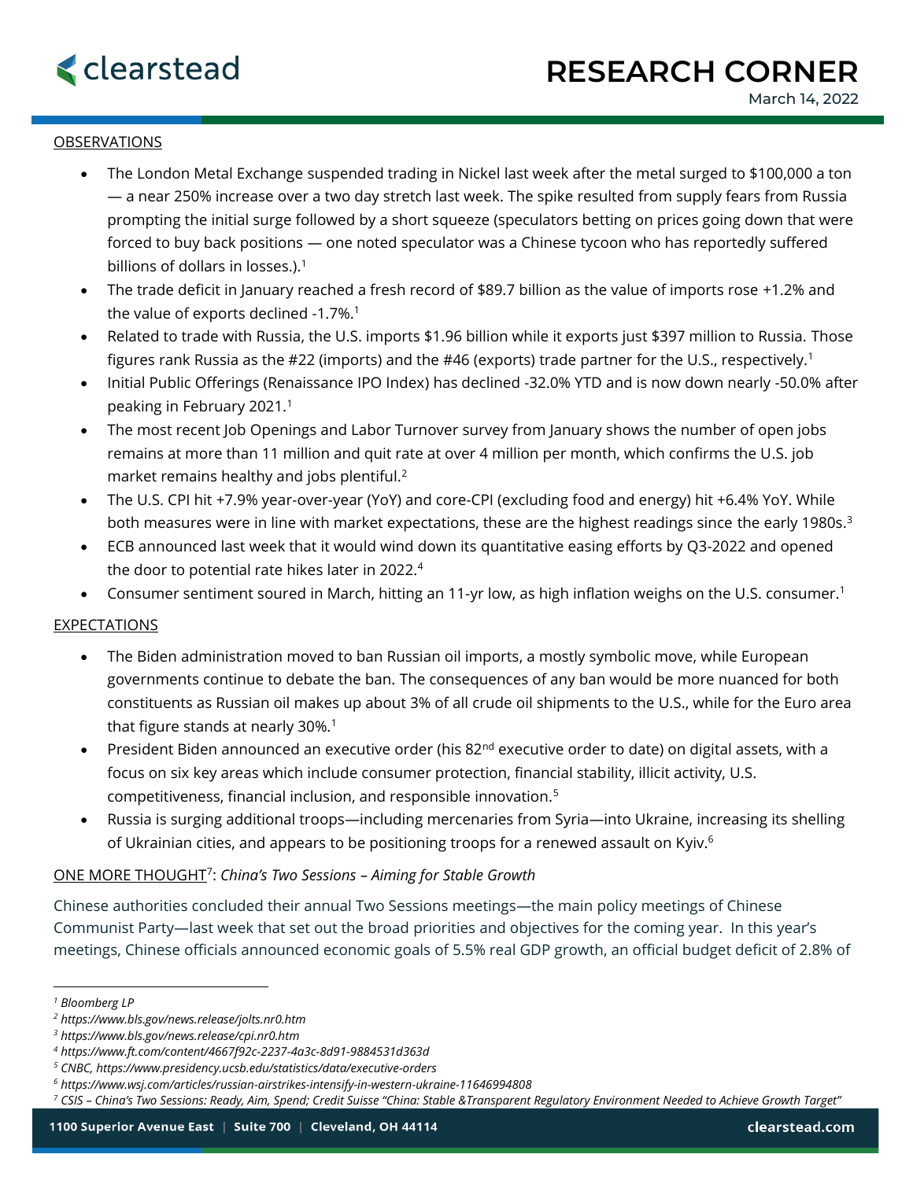# RESEARCH CORNER

March 14, 2022

## OBSERVATIONS

- The London Metal Exchange suspended trading in Nickel last week after the metal surged to $100,000 a ton — a near 250% increase over a two day stretch last week. The spike resulted from supply fears from Russia prompting the initial surge followed by a short squeeze (speculators betting on prices going down that were forced to buy back positions — one noted speculator was a Chinese tycoon who has reportedly suffered billions of dollars in losses.).[1]
- The trade deficit in January reached a fresh record of $89.7 billion as the value of imports rose +1.2% and the value of exports declined -1.7%.[1]
- Related to trade with Russia, the U.S. imports $1.96 billion while it exports just $397 million to Russia. Those figures rank Russia as the #22 (imports) and the #46 (exports) trade partner for the U.S., respectively.[1]
- Initial Public Offerings (Renaissance IPO Index) has declined -32.0% YTD and is now down nearly -50.0% after peaking in February 2021.[1]
- The most recent Job Openings and Labor Turnover survey from January shows the number of open jobs remains at more than 11 million and quit rate at over 4 million per month, which confirms the U.S. job market remains healthy and jobs plentiful.[2]
- The U.S. CPI hit +7.9% year-over-year (YoY) and core-CPI (excluding food and energy) hit +6.4% YoY. While both measures were in line with market expectations, these are the highest readings since the early 1980s.[3]
- ECB announced last week that it would wind down its quantitative easing efforts by Q3-2022 and opened the door to potential rate hikes later in 2022.[4]
- Consumer sentiment soured in March, hitting an 11-yr low, as high inflation weighs on the U.S. consumer.[1]

## EXPECTATIONS

- The Biden administration moved to ban Russian oil imports, a mostly symbolic move, while European governments continue to debate the ban. The consequences of any ban would be more nuanced for both constituents as Russian oil makes up about 3% of all crude oil shipments to the U.S., while for the Euro area that figure stands at nearly 30%.[1]
- President Biden announced an executive order (his 82nd executive order to date) on digital assets, with a focus on six key areas which include consumer protection, financial stability, illicit activity, U.S. competitiveness, financial inclusion, and responsible innovation.[5]
- Russia is surging additional troops—including mercenaries from Syria—into Ukraine, increasing its shelling of Ukrainian cities, and appears to be positioning troops for a renewed assault on Kyiv.[6]

## ONE MORE THOUGHT[7]: *China's Two Sessions – Aiming for Stable Growth*

Chinese authorities concluded their annual Two Sessions meetings—the main policy meetings of Chinese Communist Party—last week that set out the broad priorities and objectives for the coming year. In this year's meetings, Chinese officials announced economic goals of 5.5% real GDP growth, an official budget deficit of 2.8% of

---

[1] *Bloomberg LP*
[2] *https://www.bls.gov/news.release/jolts.nr0.htm*
[3] *https://www.bls.gov/news.release/cpi.nr0.htm*
[4] *https://www.ft.com/content/4667f92c-2237-4a3c-8d91-9884531d363d*
[5] *CNBC, https://www.presidency.ucsb.edu/statistics/data/executive-orders*
[6] *https://www.wsj.com/articles/russian-airstrikes-intensify-in-western-ukraine-11646994808*
[7] *CSIS – China's Two Sessions: Ready, Aim, Spend; Credit Suisse "China: Stable &Transparent Regulatory Environment Needed to Achieve Growth Target"*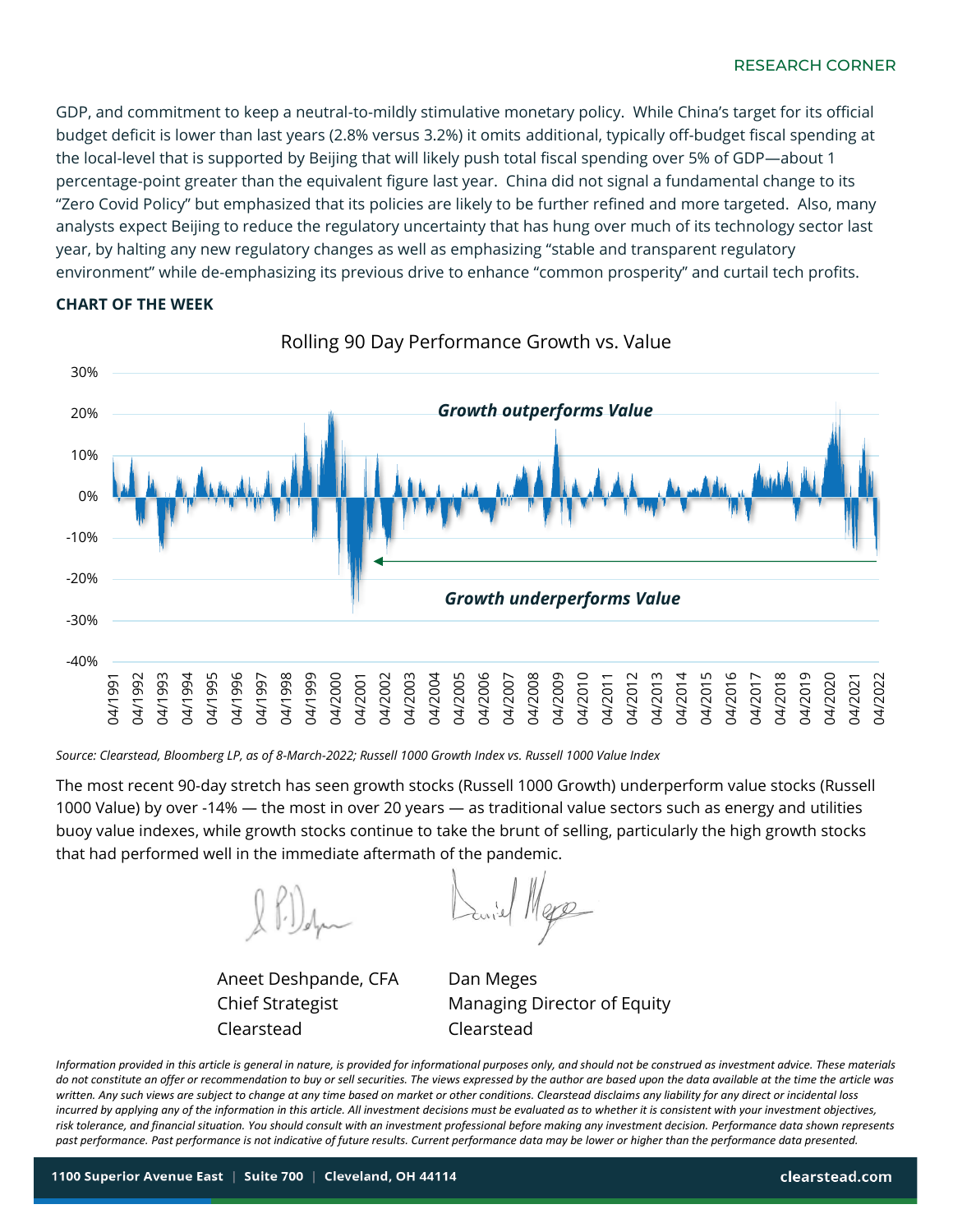GDP, and commitment to keep a neutral-to-mildly stimulative monetary policy. While China's target for its official budget deficit is lower than last years (2.8% versus 3.2%) it omits additional, typically off-budget fiscal spending at the local-level that is supported by Beijing that will likely push total fiscal spending over 5% of GDP—about 1 percentage-point greater than the equivalent figure last year. China did not signal a fundamental change to its "Zero Covid Policy" but emphasized that its policies are likely to be further refined and more targeted. Also, many analysts expect Beijing to reduce the regulatory uncertainty that has hung over much of its technology sector last year, by halting any new regulatory changes as well as emphasizing "stable and transparent regulatory environment" while de-emphasizing its previous drive to enhance "common prosperity" and curtail tech profits.

**CHART OF THE WEEK**

Rolling 90 Day Performance Growth vs. Value

***Growth outperforms Value***

***Growth underperforms Value***

30%
20%
10%
0%
-10%
-20%
-30%
-40%

04/1991 04/1992 04/1993 04/1994 04/1995 04/1996 04/1997 04/1998 04/1999 04/2000 04/2001 04/2002 04/2003 04/2004 04/2005 04/2006 04/2007 04/2008 04/2009 04/2010 04/2011 04/2012 04/2013 04/2014 04/2015 04/2016 04/2017 04/2018 04/2019 04/2020 04/2021 04/2022

*Source: Clearstead, Bloomberg LP, as of 8-March-2022; Russell 1000 Growth Index vs. Russell 1000 Value Index*

The most recent 90-day stretch has seen growth stocks (Russell 1000 Growth) underperform value stocks (Russell 1000 Value) by over -14% — the most in over 20 years — as traditional value sectors such as energy and utilities buoy value indexes, while growth stocks continue to take the brunt of selling, particularly the high growth stocks that had performed well in the immediate aftermath of the pandemic.

Aneet Deshpande, CFA
Chief Strategist
Clearstead

Dan Meges
Managing Director of Equity
Clearstead

*Information provided in this article is general in nature, is provided for informational purposes only, and should not be construed as investment advice. These materials do not constitute an offer or recommendation to buy or sell securities. The views expressed by the author are based upon the data available at the time the article was written. Any such views are subject to change at any time based on market or other conditions. Clearstead disclaims any liability for any direct or incidental loss incurred by applying any of the information in this article. All investment decisions must be evaluated as to whether it is consistent with your investment objectives, risk tolerance, and financial situation. You should consult with an investment professional before making any investment decision. Performance data shown represents past performance. Past performance is not indicative of future results. Current performance data may be lower or higher than the performance data presented.*

**1100 Superior Avenue East | Suite 700 | Cleveland, OH 44114** **clearstead.com**